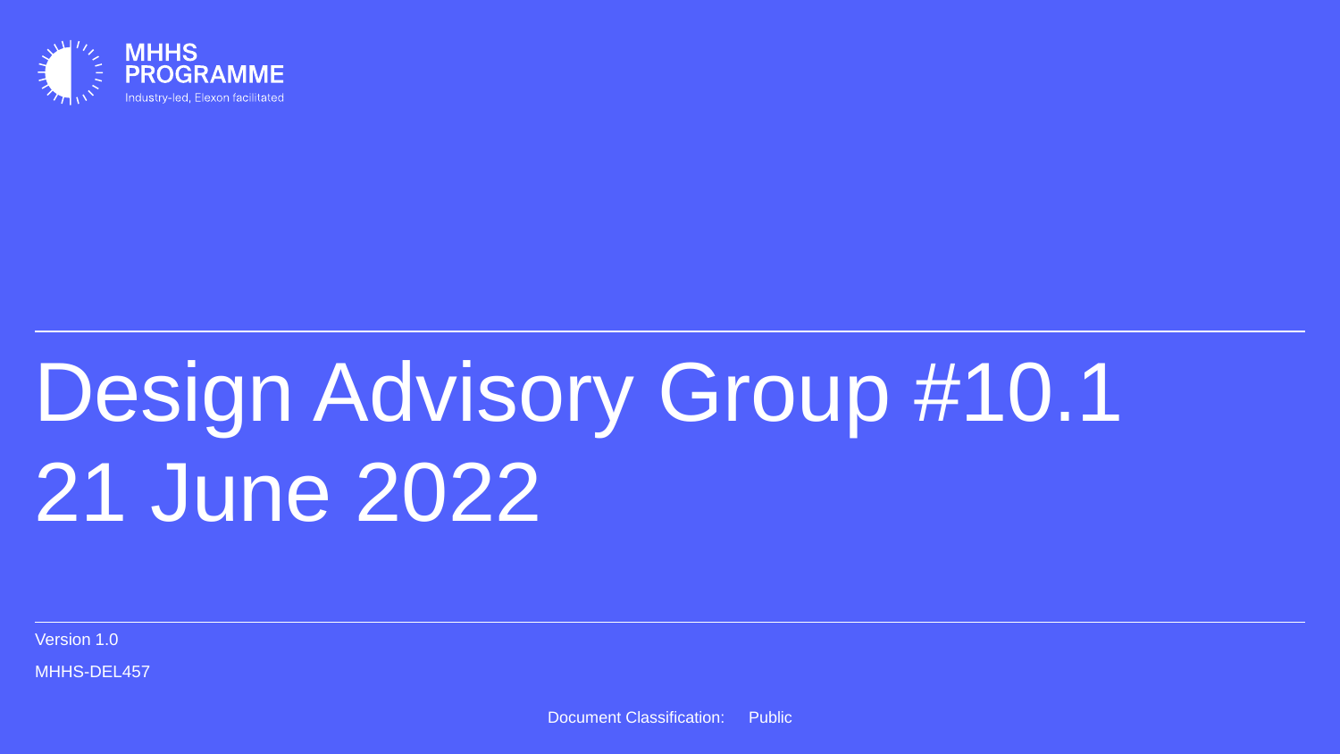MHHS PROGRAMME

Industry-led, Elexon facilitated

# Design Advisory Group #10.1
# 21 June 2022

Version 1.0

MHHS-DEL457

Document Classification: Public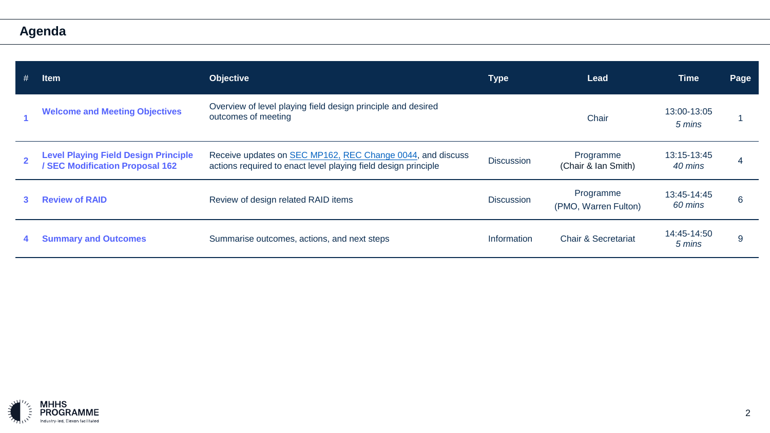## Agenda

| # | Item | Objective | Type | Lead | Time | Page |
|---|---|---|---|---|---|---|
| 1 | **Welcome and Meeting Objectives** | Overview of level playing field design principle and desired outcomes of meeting | | Chair | 13:00-13:05 *5 mins* | 1 |
| 2 | **Level Playing Field Design Principle / SEC Modification Proposal 162** | Receive updates on SEC MP162, REC Change 0044, and discuss actions required to enact level playing field design principle | Discussion | Programme (Chair & Ian Smith) | 13:15-13:45 *40 mins* | 4 |
| 3 | **Review of RAID** | Review of design related RAID items | Discussion | Programme (PMO, Warren Fulton) | 13:45-14:45 *60 mins* | 6 |
| 4 | **Summary and Outcomes** | Summarise outcomes, actions, and next steps | Information | Chair & Secretariat | 14:45-14:50 *5 mins* | 9 |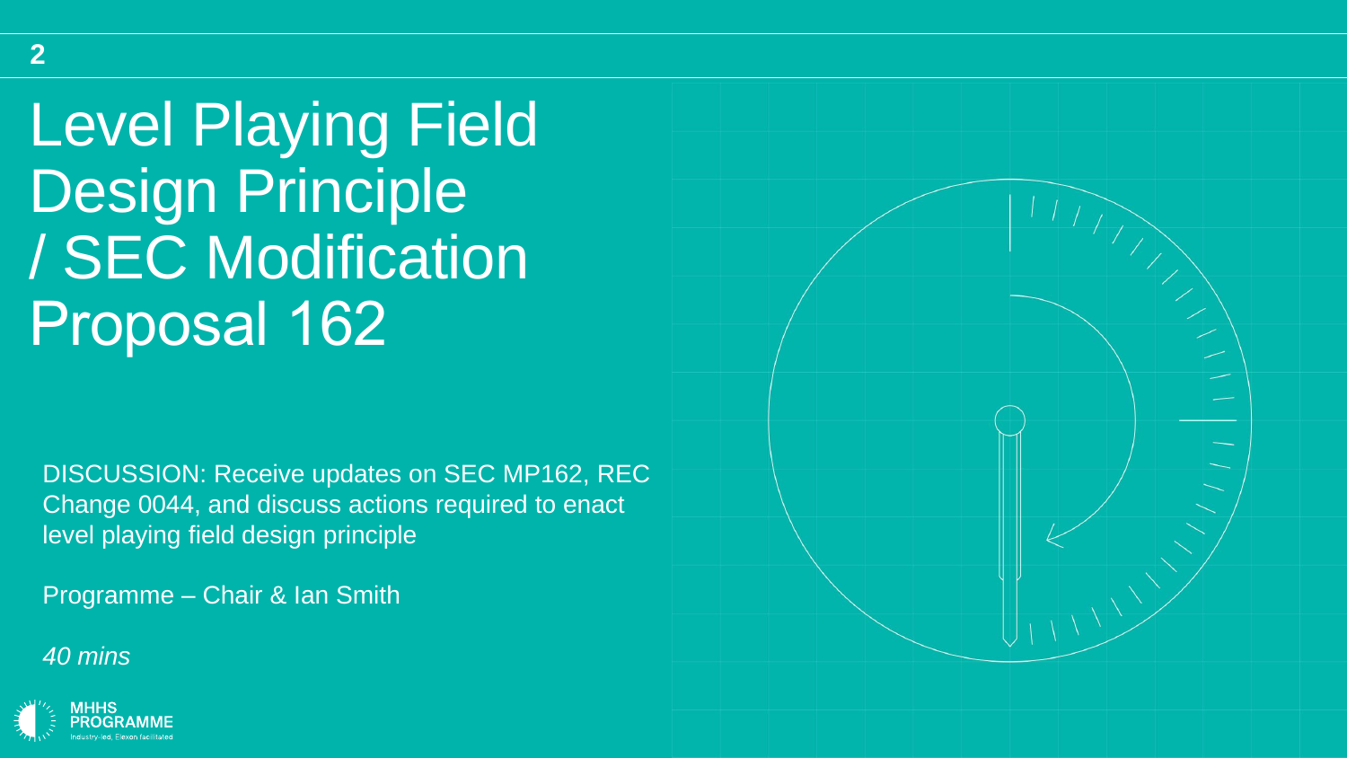# Level Playing Field Design Principle / SEC Modification Proposal 162

DISCUSSION: Receive updates on SEC MP162, REC Change 0044, and discuss actions required to enact level playing field design principle

Programme – Chair & Ian Smith

*40 mins*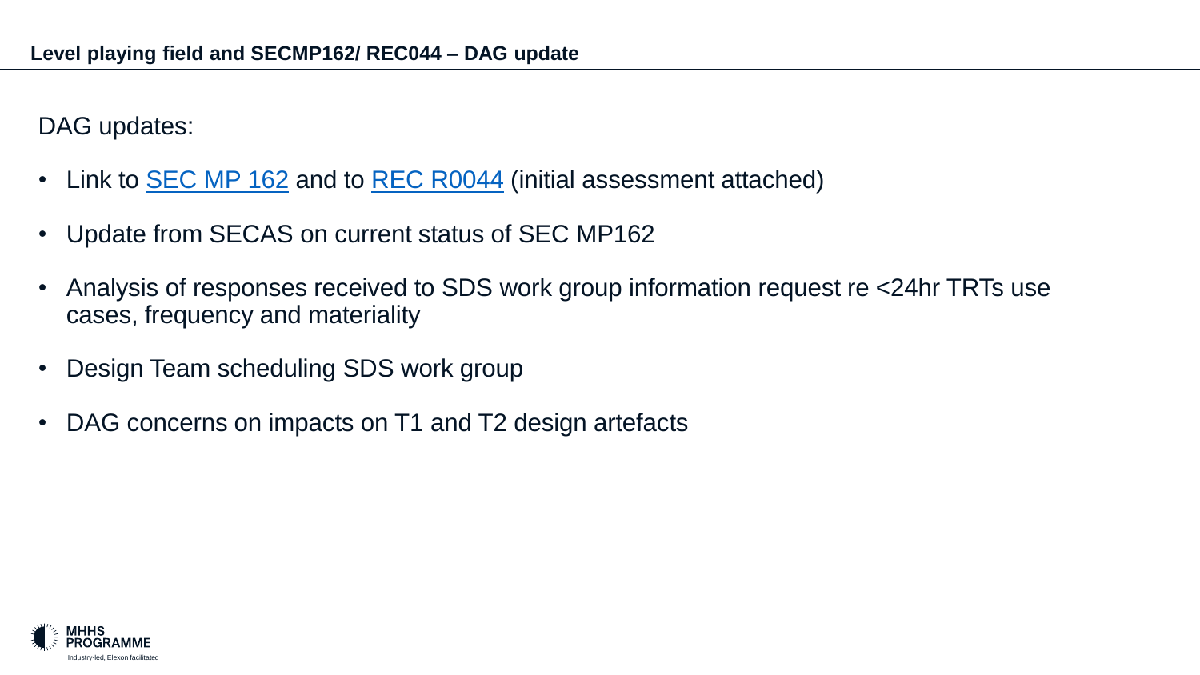## Level playing field and SECMP162/ REC044 – DAG update

DAG updates:

- Link to SEC MP 162 and to REC R0044 (initial assessment attached)
- Update from SECAS on current status of SEC MP162
- Analysis of responses received to SDS work group information request re <24hr TRTs use cases, frequency and materiality
- Design Team scheduling SDS work group
- DAG concerns on impacts on T1 and T2 design artefacts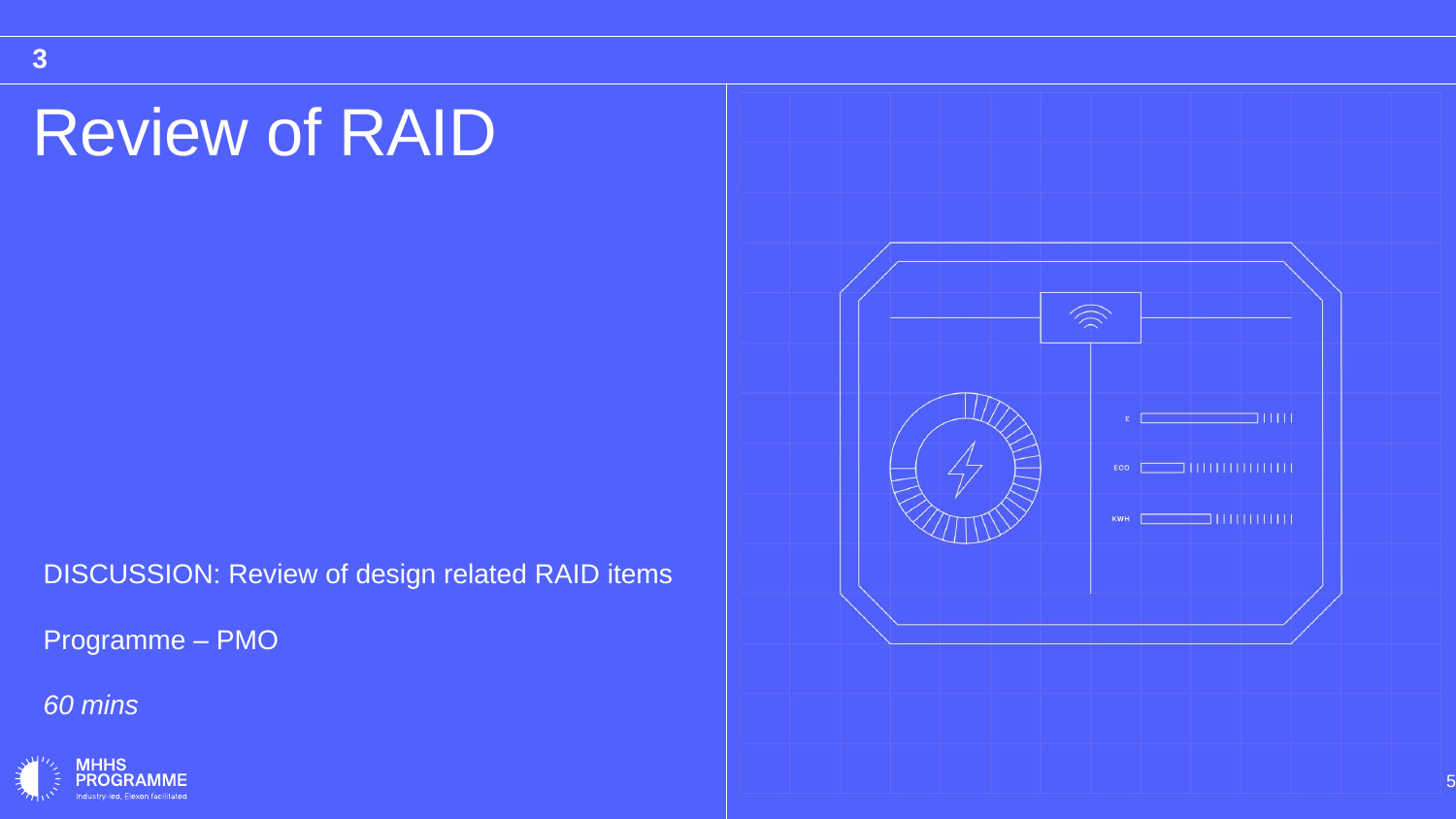3

# Review of RAID

DISCUSSION: Review of design related RAID items

Programme – PMO

*60 mins*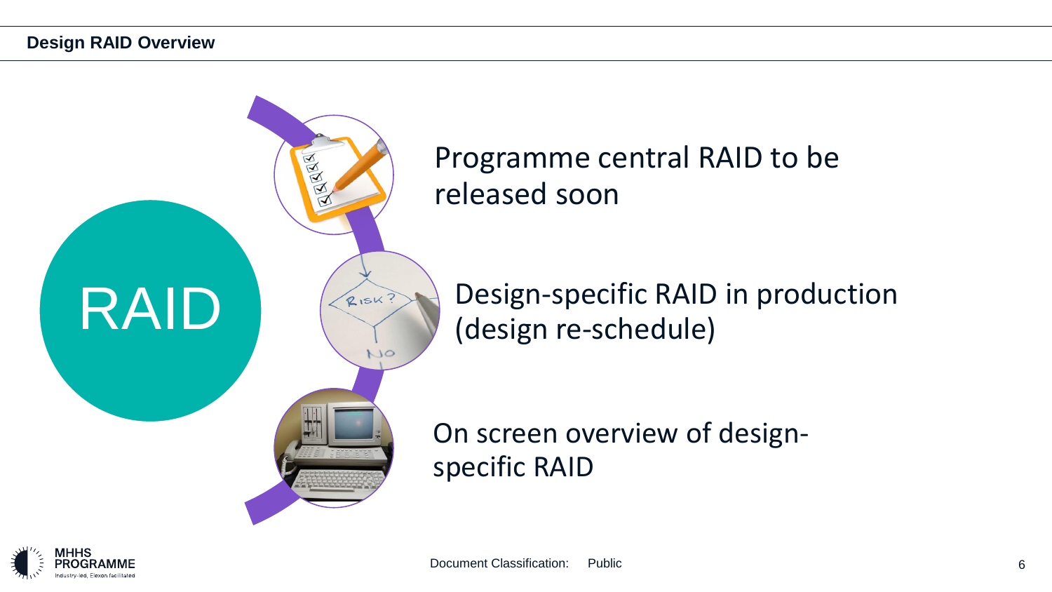# Design RAID Overview

RAID

- Programme central RAID to be released soon
- Design-specific RAID in production (design re-schedule)
- On screen overview of design-specific RAID

Document Classification: Public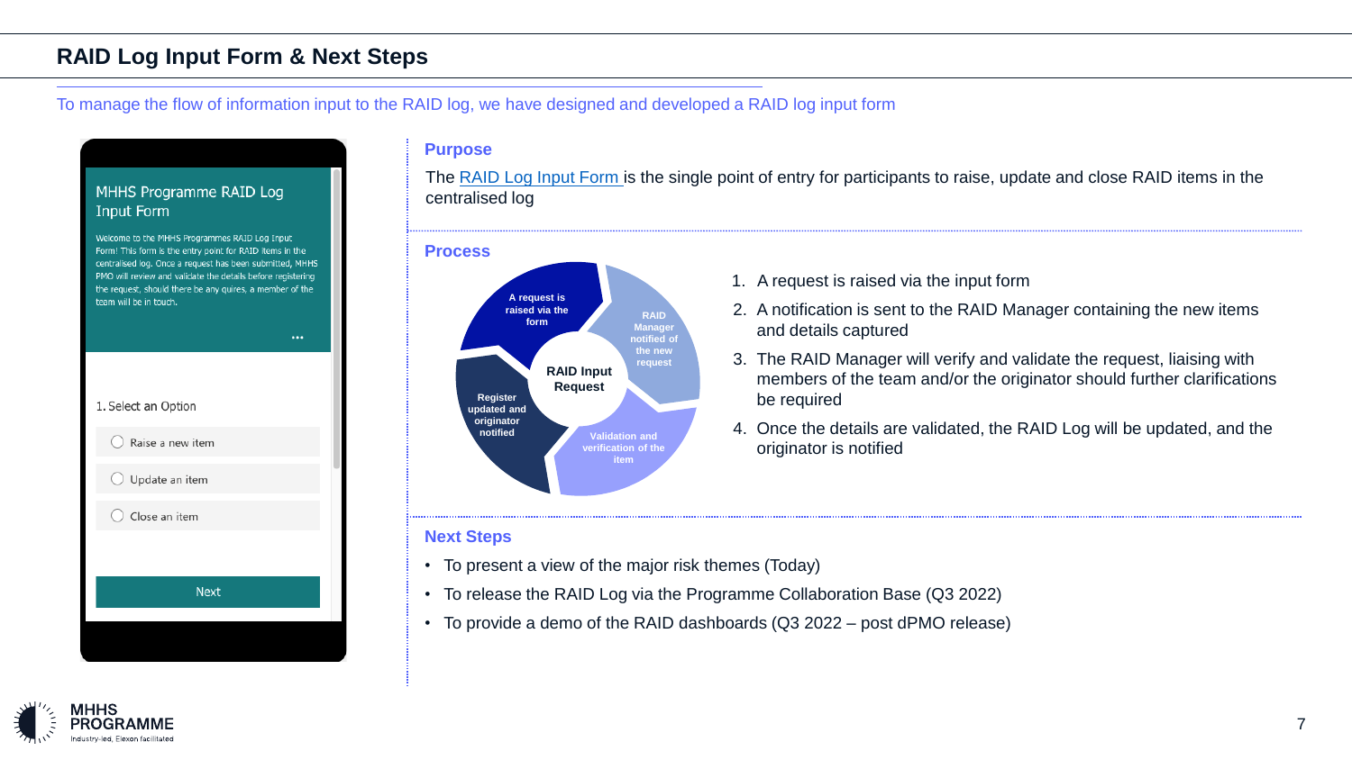# RAID Log Input Form & Next Steps

To manage the flow of information input to the RAID log, we have designed and developed a RAID log input form

**MHHS Programme RAID Log Input Form**

Welcome to the MHHS Programmes RAID Log Input Form! This form is the entry point for RAID items in the centralised log. Once a request has been submitted, MHHS PMO will review and validate the details before registering the request, should there be any quires, a member of the team will be in touch.

1. Select an Option

- Raise a new item
- Update an item
- Close an item

Next

## Purpose

The RAID Log Input Form is the single point of entry for participants to raise, update and close RAID items in the centralised log

## Process

RAID Input Request:

- A request is raised via the form
- RAID Manager notified of the new request
- Validation and verification of the item
- Register updated and originator notified

1. A request is raised via the input form
2. A notification is sent to the RAID Manager containing the new items and details captured
3. The RAID Manager will verify and validate the request, liaising with members of the team and/or the originator should further clarifications be required
4. Once the details are validated, the RAID Log will be updated, and the originator is notified

## Next Steps

- To present a view of the major risk themes (Today)
- To release the RAID Log via the Programme Collaboration Base (Q3 2022)
- To provide a demo of the RAID dashboards (Q3 2022 – post dPMO release)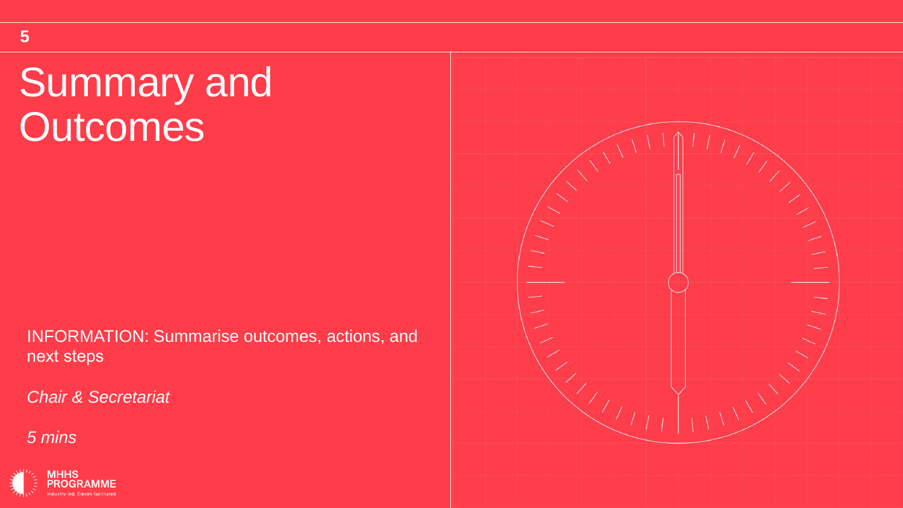# Summary and Outcomes

INFORMATION: Summarise outcomes, actions, and next steps

*Chair & Secretariat*

*5 mins*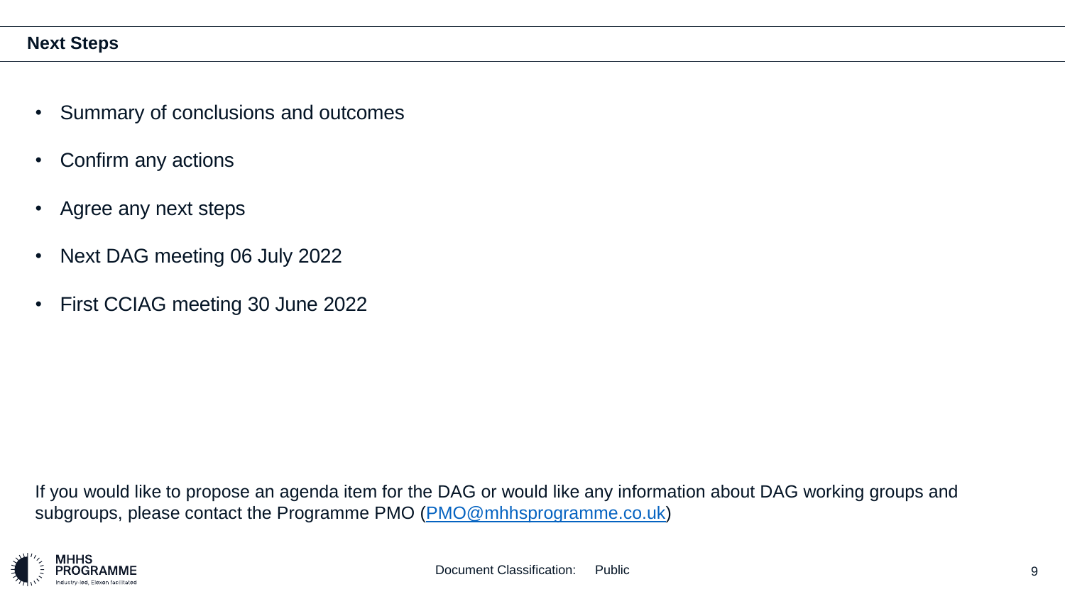## Next Steps

- Summary of conclusions and outcomes
- Confirm any actions
- Agree any next steps
- Next DAG meeting 06 July 2022
- First CCIAG meeting 30 June 2022

If you would like to propose an agenda item for the DAG or would like any information about DAG working groups and subgroups, please contact the Programme PMO ([PMO@mhhsprogramme.co.uk](mailto:PMO@mhhsprogramme.co.uk))

Document Classification: Public